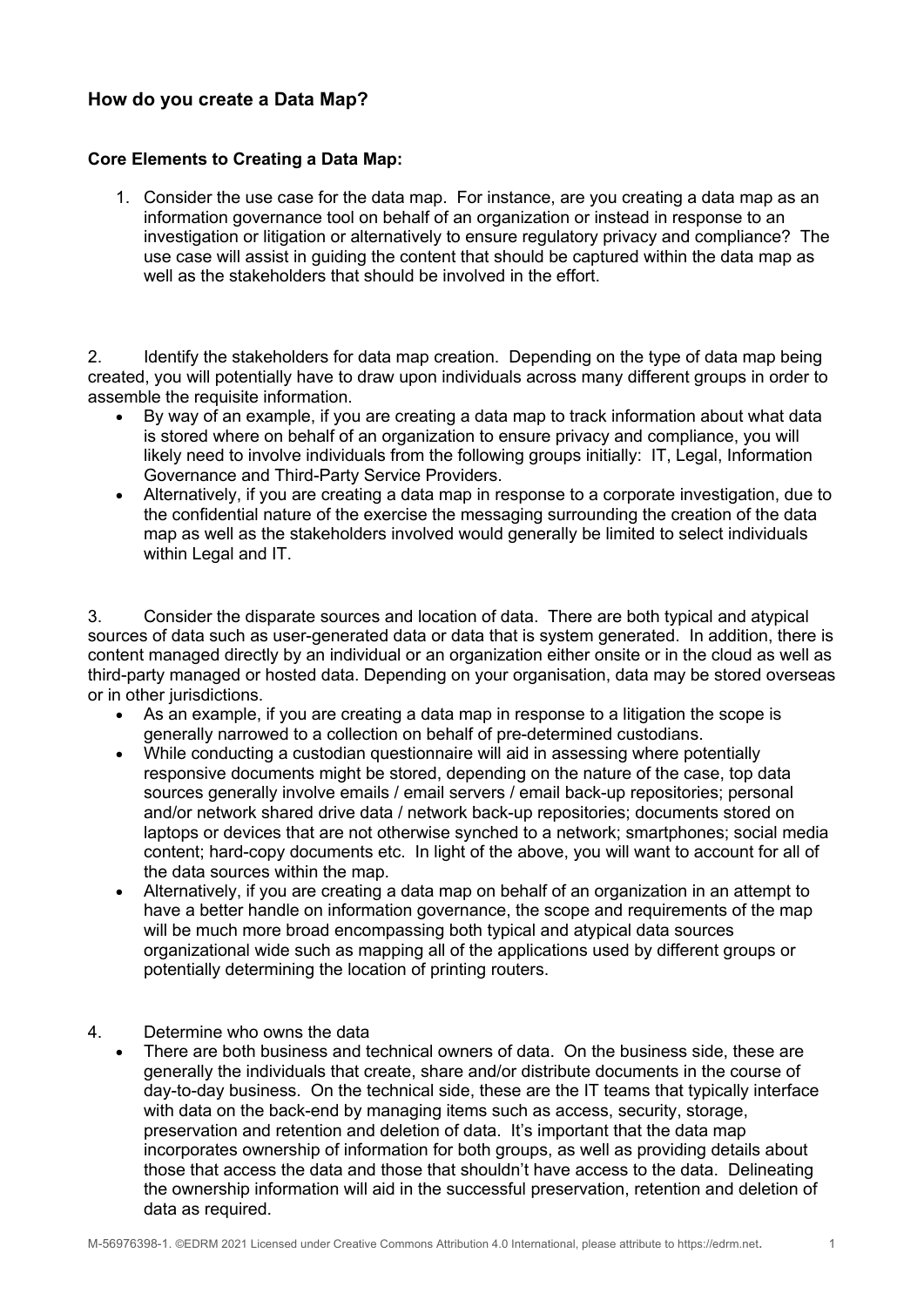## How do you create a Data Map?

### Core Elements to Creating a Data Map:

1. Consider the use case for the data map. For instance, are you creating a data map as an information governance tool on behalf of an organization or instead in response to an investigation or litigation or alternatively to ensure regulatory privacy and compliance? The use case will assist in guiding the content that should be captured within the data map as well as the stakeholders that should be involved in the effort.

2. Identify the stakeholders for data map creation. Depending on the type of data map being created, you will potentially have to draw upon individuals across many different groups in order to assemble the requisite information.
   - By way of an example, if you are creating a data map to track information about what data is stored where on behalf of an organization to ensure privacy and compliance, you will likely need to involve individuals from the following groups initially: IT, Legal, Information Governance and Third-Party Service Providers.
   - Alternatively, if you are creating a data map in response to a corporate investigation, due to the confidential nature of the exercise the messaging surrounding the creation of the data map as well as the stakeholders involved would generally be limited to select individuals within Legal and IT.

3. Consider the disparate sources and location of data. There are both typical and atypical sources of data such as user-generated data or data that is system generated. In addition, there is content managed directly by an individual or an organization either onsite or in the cloud as well as third-party managed or hosted data. Depending on your organisation, data may be stored overseas or in other jurisdictions.
   - As an example, if you are creating a data map in response to a litigation the scope is generally narrowed to a collection on behalf of pre-determined custodians.
   - While conducting a custodian questionnaire will aid in assessing where potentially responsive documents might be stored, depending on the nature of the case, top data sources generally involve emails / email servers / email back-up repositories; personal and/or network shared drive data / network back-up repositories; documents stored on laptops or devices that are not otherwise synched to a network; smartphones; social media content; hard-copy documents etc. In light of the above, you will want to account for all of the data sources within the map.
   - Alternatively, if you are creating a data map on behalf of an organization in an attempt to have a better handle on information governance, the scope and requirements of the map will be much more broad encompassing both typical and atypical data sources organizational wide such as mapping all of the applications used by different groups or potentially determining the location of printing routers.

4. Determine who owns the data
   - There are both business and technical owners of data. On the business side, these are generally the individuals that create, share and/or distribute documents in the course of day-to-day business. On the technical side, these are the IT teams that typically interface with data on the back-end by managing items such as access, security, storage, preservation and retention and deletion of data. It's important that the data map incorporates ownership of information for both groups, as well as providing details about those that access the data and those that shouldn't have access to the data. Delineating the ownership information will aid in the successful preservation, retention and deletion of data as required.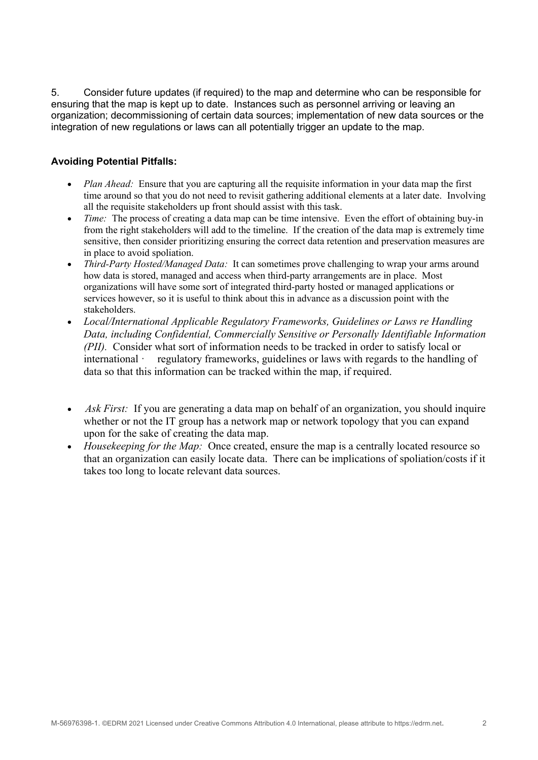5. Consider future updates (if required) to the map and determine who can be responsible for ensuring that the map is kept up to date. Instances such as personnel arriving or leaving an organization; decommissioning of certain data sources; implementation of new data sources or the integration of new regulations or laws can all potentially trigger an update to the map.

**Avoiding Potential Pitfalls:**

- *Plan Ahead:* Ensure that you are capturing all the requisite information in your data map the first time around so that you do not need to revisit gathering additional elements at a later date. Involving all the requisite stakeholders up front should assist with this task.
- *Time:* The process of creating a data map can be time intensive. Even the effort of obtaining buy-in from the right stakeholders will add to the timeline. If the creation of the data map is extremely time sensitive, then consider prioritizing ensuring the correct data retention and preservation measures are in place to avoid spoliation.
- *Third-Party Hosted/Managed Data:* It can sometimes prove challenging to wrap your arms around how data is stored, managed and access when third-party arrangements are in place. Most organizations will have some sort of integrated third-party hosted or managed applications or services however, so it is useful to think about this in advance as a discussion point with the stakeholders.
- *Local/International Applicable Regulatory Frameworks, Guidelines or Laws re Handling Data, including Confidential, Commercially Sensitive or Personally Identifiable Information (PII).* Consider what sort of information needs to be tracked in order to satisfy local or international · regulatory frameworks, guidelines or laws with regards to the handling of data so that this information can be tracked within the map, if required.
- *Ask First:* If you are generating a data map on behalf of an organization, you should inquire whether or not the IT group has a network map or network topology that you can expand upon for the sake of creating the data map.
- *Housekeeping for the Map:* Once created, ensure the map is a centrally located resource so that an organization can easily locate data. There can be implications of spoliation/costs if it takes too long to locate relevant data sources.

M-56976398-1. ©EDRM 2021 Licensed under Creative Commons Attribution 4.0 International, please attribute to https://edrm.net.